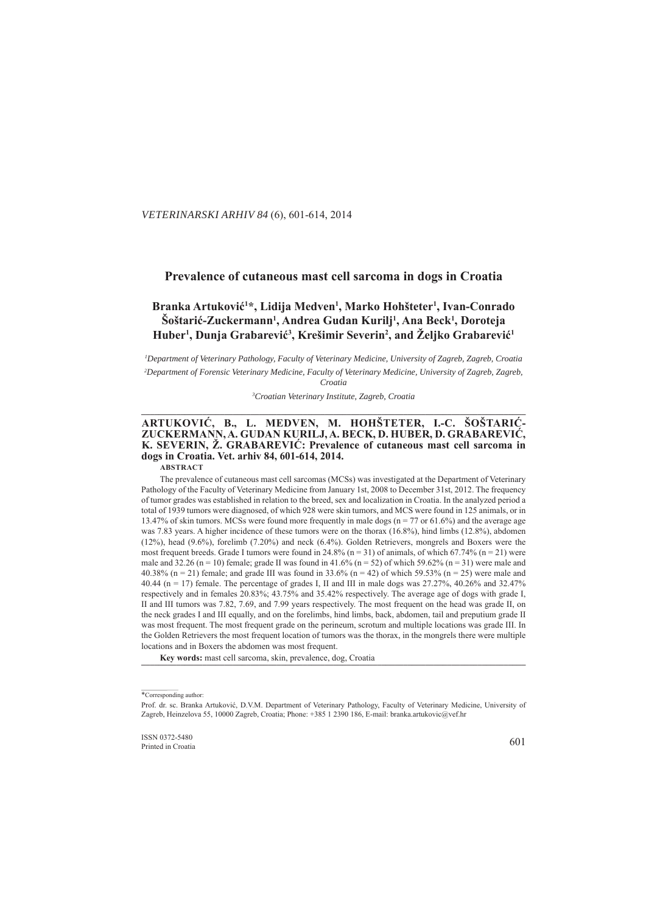# Prevalence of cutaneous mast cell sarcoma in dogs in Croatia

**Branka Artuković[1]*, Lidija Medven[1], Marko Hohšteter[1], Ivan-Conrado Šoštarić-Zuckermann[1], Andrea Gudan Kurilj[1], Ana Beck[1], Doroteja Huber[1], Dunja Grabarević[3], Krešimir Severin[2], and Željko Grabarević[1]**

[1]*Department of Veterinary Pathology, Faculty of Veterinary Medicine, University of Zagreb, Zagreb, Croatia*

[2]*Department of Forensic Veterinary Medicine, Faculty of Veterinary Medicine, University of Zagreb, Zagreb, Croatia*

[3]*Croatian Veterinary Institute, Zagreb, Croatia*

---

**ARTUKOVIĆ, B., L. MEDVEN, M. HOHŠTETER, I.-C. ŠOŠTARIĆ-ZUCKERMANN, A. GUDAN KURILJ, A. BECK, D. HUBER, D. GRABAREVIĆ, K. SEVERIN, Ž. GRABAREVIĆ: Prevalence of cutaneous mast cell sarcoma in dogs in Croatia. Vet. arhiv 84, 601-614, 2014.**

**ABSTRACT**

The prevalence of cutaneous mast cell sarcomas (MCSs) was investigated at the Department of Veterinary Pathology of the Faculty of Veterinary Medicine from January 1st, 2008 to December 31st, 2012. The frequency of tumor grades was established in relation to the breed, sex and localization in Croatia. In the analyzed period a total of 1939 tumors were diagnosed, of which 928 were skin tumors, and MCS were found in 125 animals, or in 13.47% of skin tumors. MCSs were found more frequently in male dogs (n = 77 or 61.6%) and the average age was 7.83 years. A higher incidence of these tumors were on the thorax (16.8%), hind limbs (12.8%), abdomen (12%), head (9.6%), forelimb (7.20%) and neck (6.4%). Golden Retrievers, mongrels and Boxers were the most frequent breeds. Grade I tumors were found in 24.8% (n = 31) of animals, of which 67.74% (n = 21) were male and 32.26 (n = 10) female; grade II was found in 41.6% (n = 52) of which 59.62% (n = 31) were male and 40.38% (n = 21) female; and grade III was found in 33.6% (n = 42) of which 59.53% (n = 25) were male and 40.44 (n = 17) female. The percentage of grades I, II and III in male dogs was 27.27%, 40.26% and 32.47% respectively and in females 20.83%; 43.75% and 35.42% respectively. The average age of dogs with grade I, II and III tumors was 7.82, 7.69, and 7.99 years respectively. The most frequent on the head was grade II, on the neck grades I and III equally, and on the forelimbs, hind limbs, back, abdomen, tail and preputium grade II was most frequent. The most frequent grade on the perineum, scrotum and multiple locations was grade III. In the Golden Retrievers the most frequent location of tumors was the thorax, in the mongrels there were multiple locations and in Boxers the abdomen was most frequent.

**Key words:** mast cell sarcoma, skin, prevalence, dog, Croatia

---

*Corresponding author:

Prof. dr. sc. Branka Artuković, D.V.M. Department of Veterinary Pathology, Faculty of Veterinary Medicine, University of Zagreb, Heinzelova 55, 10000 Zagreb, Croatia; Phone: +385 1 2390 186, E-mail: branka.artukovic@vef.hr

ISSN 0372-5480
Printed in Croatia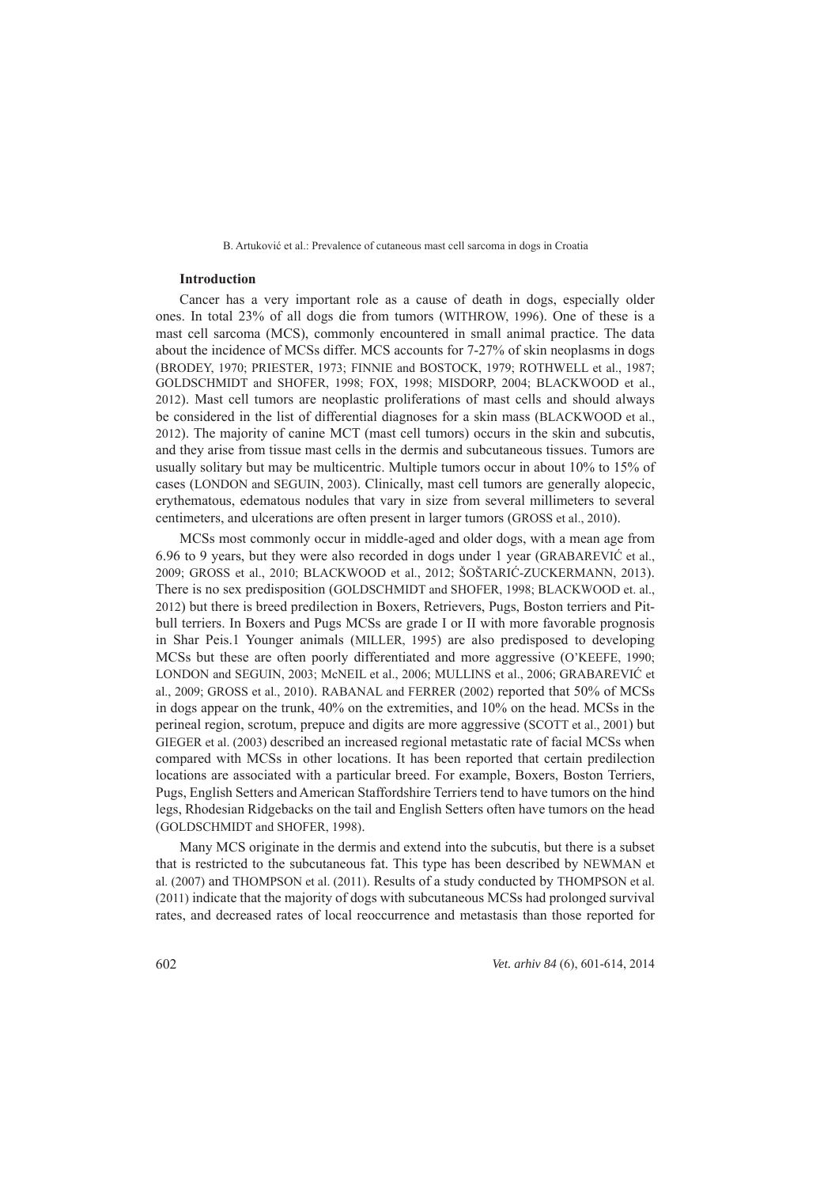## Introduction

Cancer has a very important role as a cause of death in dogs, especially older ones. In total 23% of all dogs die from tumors (WITHROW, 1996). One of these is a mast cell sarcoma (MCS), commonly encountered in small animal practice. The data about the incidence of MCSs differ. MCS accounts for 7-27% of skin neoplasms in dogs (BRODEY, 1970; PRIESTER, 1973; FINNIE and BOSTOCK, 1979; ROTHWELL et al., 1987; GOLDSCHMIDT and SHOFER, 1998; FOX, 1998; MISDORP, 2004; BLACKWOOD et al., 2012). Mast cell tumors are neoplastic proliferations of mast cells and should always be considered in the list of differential diagnoses for a skin mass (BLACKWOOD et al., 2012). The majority of canine MCT (mast cell tumors) occurs in the skin and subcutis, and they arise from tissue mast cells in the dermis and subcutaneous tissues. Tumors are usually solitary but may be multicentric. Multiple tumors occur in about 10% to 15% of cases (LONDON and SEGUIN, 2003). Clinically, mast cell tumors are generally alopecic, erythematous, edematous nodules that vary in size from several millimeters to several centimeters, and ulcerations are often present in larger tumors (GROSS et al., 2010).

MCSs most commonly occur in middle-aged and older dogs, with a mean age from 6.96 to 9 years, but they were also recorded in dogs under 1 year (GRABAREVIĆ et al., 2009; GROSS et al., 2010; BLACKWOOD et al., 2012; ŠOŠTARIĆ-ZUCKERMANN, 2013). There is no sex predisposition (GOLDSCHMIDT and SHOFER, 1998; BLACKWOOD et. al., 2012) but there is breed predilection in Boxers, Retrievers, Pugs, Boston terriers and Pit-bull terriers. In Boxers and Pugs MCSs are grade I or II with more favorable prognosis in Shar Peis.1 Younger animals (MILLER, 1995) are also predisposed to developing MCSs but these are often poorly differentiated and more aggressive (O'KEEFE, 1990; LONDON and SEGUIN, 2003; McNEIL et al., 2006; MULLINS et al., 2006; GRABAREVIĆ et al., 2009; GROSS et al., 2010). RABANAL and FERRER (2002) reported that 50% of MCSs in dogs appear on the trunk, 40% on the extremities, and 10% on the head. MCSs in the perineal region, scrotum, prepuce and digits are more aggressive (SCOTT et al., 2001) but GIEGER et al. (2003) described an increased regional metastatic rate of facial MCSs when compared with MCSs in other locations. It has been reported that certain predilection locations are associated with a particular breed. For example, Boxers, Boston Terriers, Pugs, English Setters and American Staffordshire Terriers tend to have tumors on the hind legs, Rhodesian Ridgebacks on the tail and English Setters often have tumors on the head (GOLDSCHMIDT and SHOFER, 1998).

Many MCS originate in the dermis and extend into the subcutis, but there is a subset that is restricted to the subcutaneous fat. This type has been described by NEWMAN et al. (2007) and THOMPSON et al. (2011). Results of a study conducted by THOMPSON et al. (2011) indicate that the majority of dogs with subcutaneous MCSs had prolonged survival rates, and decreased rates of local reoccurrence and metastasis than those reported for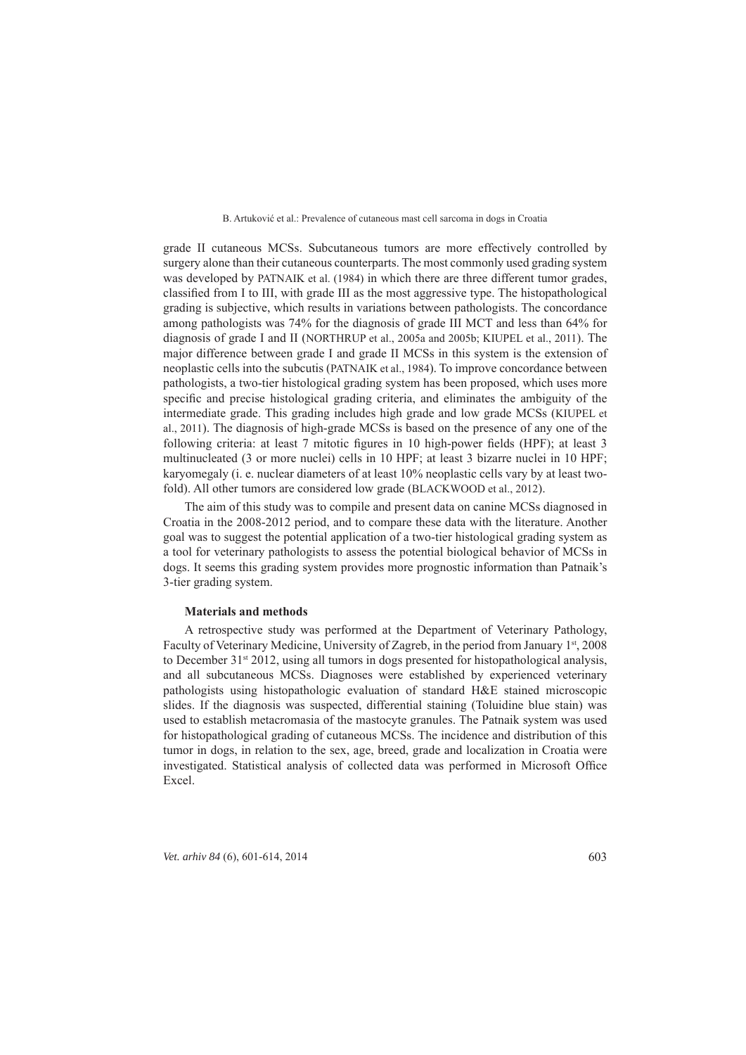grade II cutaneous MCSs. Subcutaneous tumors are more effectively controlled by surgery alone than their cutaneous counterparts. The most commonly used grading system was developed by PATNAIK et al. (1984) in which there are three different tumor grades, classified from I to III, with grade III as the most aggressive type. The histopathological grading is subjective, which results in variations between pathologists. The concordance among pathologists was 74% for the diagnosis of grade III MCT and less than 64% for diagnosis of grade I and II (NORTHRUP et al., 2005a and 2005b; KIUPEL et al., 2011). The major difference between grade I and grade II MCSs in this system is the extension of neoplastic cells into the subcutis (PATNAIK et al., 1984). To improve concordance between pathologists, a two-tier histological grading system has been proposed, which uses more specific and precise histological grading criteria, and eliminates the ambiguity of the intermediate grade. This grading includes high grade and low grade MCSs (KIUPEL et al., 2011). The diagnosis of high-grade MCSs is based on the presence of any one of the following criteria: at least 7 mitotic figures in 10 high-power fields (HPF); at least 3 multinucleated (3 or more nuclei) cells in 10 HPF; at least 3 bizarre nuclei in 10 HPF; karyomegaly (i. e. nuclear diameters of at least 10% neoplastic cells vary by at least two-fold). All other tumors are considered low grade (BLACKWOOD et al., 2012).

The aim of this study was to compile and present data on canine MCSs diagnosed in Croatia in the 2008-2012 period, and to compare these data with the literature. Another goal was to suggest the potential application of a two-tier histological grading system as a tool for veterinary pathologists to assess the potential biological behavior of MCSs in dogs. It seems this grading system provides more prognostic information than Patnaik's 3-tier grading system.

## Materials and methods

A retrospective study was performed at the Department of Veterinary Pathology, Faculty of Veterinary Medicine, University of Zagreb, in the period from January 1st, 2008 to December 31st 2012, using all tumors in dogs presented for histopathological analysis, and all subcutaneous MCSs. Diagnoses were established by experienced veterinary pathologists using histopathologic evaluation of standard H&E stained microscopic slides. If the diagnosis was suspected, differential staining (Toluidine blue stain) was used to establish metacromasia of the mastocyte granules. The Patnaik system was used for histopathological grading of cutaneous MCSs. The incidence and distribution of this tumor in dogs, in relation to the sex, age, breed, grade and localization in Croatia were investigated. Statistical analysis of collected data was performed in Microsoft Office Excel.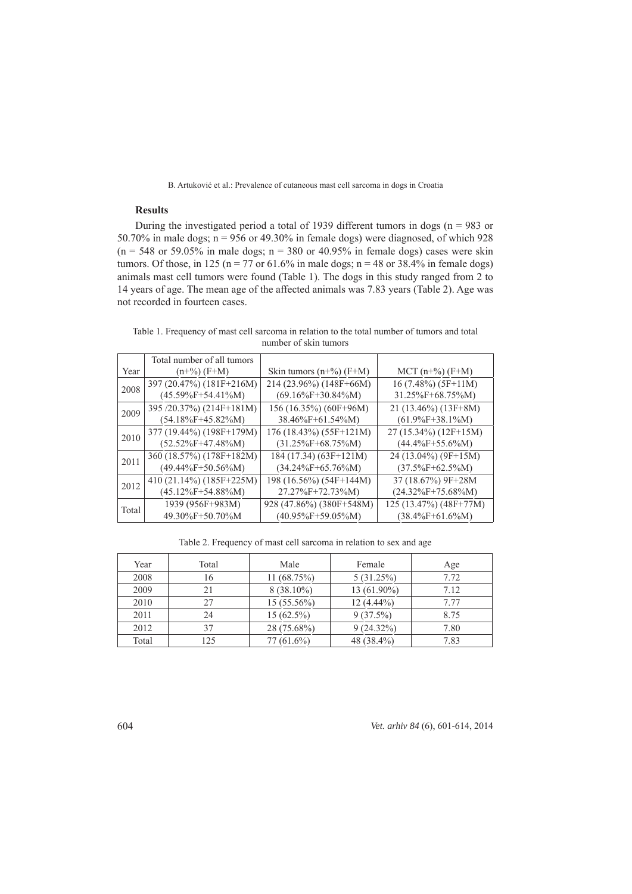**Results**

During the investigated period a total of 1939 different tumors in dogs (n = 983 or 50.70% in male dogs; n = 956 or 49.30% in female dogs) were diagnosed, of which 928 (n = 548 or 59.05% in male dogs; n = 380 or 40.95% in female dogs) cases were skin tumors. Of those, in 125 (n = 77 or 61.6% in male dogs; n = 48 or 38.4% in female dogs) animals mast cell tumors were found (Table 1). The dogs in this study ranged from 2 to 14 years of age. The mean age of the affected animals was 7.83 years (Table 2). Age was not recorded in fourteen cases.

Table 1. Frequency of mast cell sarcoma in relation to the total number of tumors and total number of skin tumors

| Year | Total number of all tumors (n+%) (F+M) | Skin tumors (n+%) (F+M) | MCT (n+%) (F+M) |
|---|---|---|---|
| 2008 | 397 (20.47%) (181F+216M) (45.59%F+54.41%M) | 214 (23.96%) (148F+66M) (69.16%F+30.84%M) | 16 (7.48%) (5F+11M) 31.25%F+68.75%M) |
| 2009 | 395 /20.37%) (214F+181M) (54.18%F+45.82%M) | 156 (16.35%) (60F+96M) 38.46%F+61.54%M) | 21 (13.46%) (13F+8M) (61.9%F+38.1%M) |
| 2010 | 377 (19.44%) (198F+179M) (52.52%F+47.48%M) | 176 (18.43%) (55F+121M) (31.25%F+68.75%M) | 27 (15.34%) (12F+15M) (44.4%F+55.6%M) |
| 2011 | 360 (18.57%) (178F+182M) (49.44%F+50.56%M) | 184 (17.34) (63F+121M) (34.24%F+65.76%M) | 24 (13.04%) (9F+15M) (37.5%F+62.5%M) |
| 2012 | 410 (21.14%) (185F+225M) (45.12%F+54.88%M) | 198 (16.56%) (54F+144M) 27.27%F+72.73%M) | 37 (18.67%) 9F+28M (24.32%F+75.68%M) |
| Total | 1939 (956F+983M) 49.30%F+50.70%M | 928 (47.86%) (380F+548M) (40.95%F+59.05%M) | 125 (13.47%) (48F+77M) (38.4%F+61.6%M) |

Table 2. Frequency of mast cell sarcoma in relation to sex and age

| Year | Total | Male | Female | Age |
|---|---|---|---|---|
| 2008 | 16 | 11 (68.75%) | 5 (31.25%) | 7.72 |
| 2009 | 21 | 8 (38.10%) | 13 (61.90%) | 7.12 |
| 2010 | 27 | 15 (55.56%) | 12 (4.44%) | 7.77 |
| 2011 | 24 | 15 (62.5%) | 9 (37.5%) | 8.75 |
| 2012 | 37 | 28 (75.68%) | 9 (24.32%) | 7.80 |
| Total | 125 | 77 (61.6%) | 48 (38.4%) | 7.83 |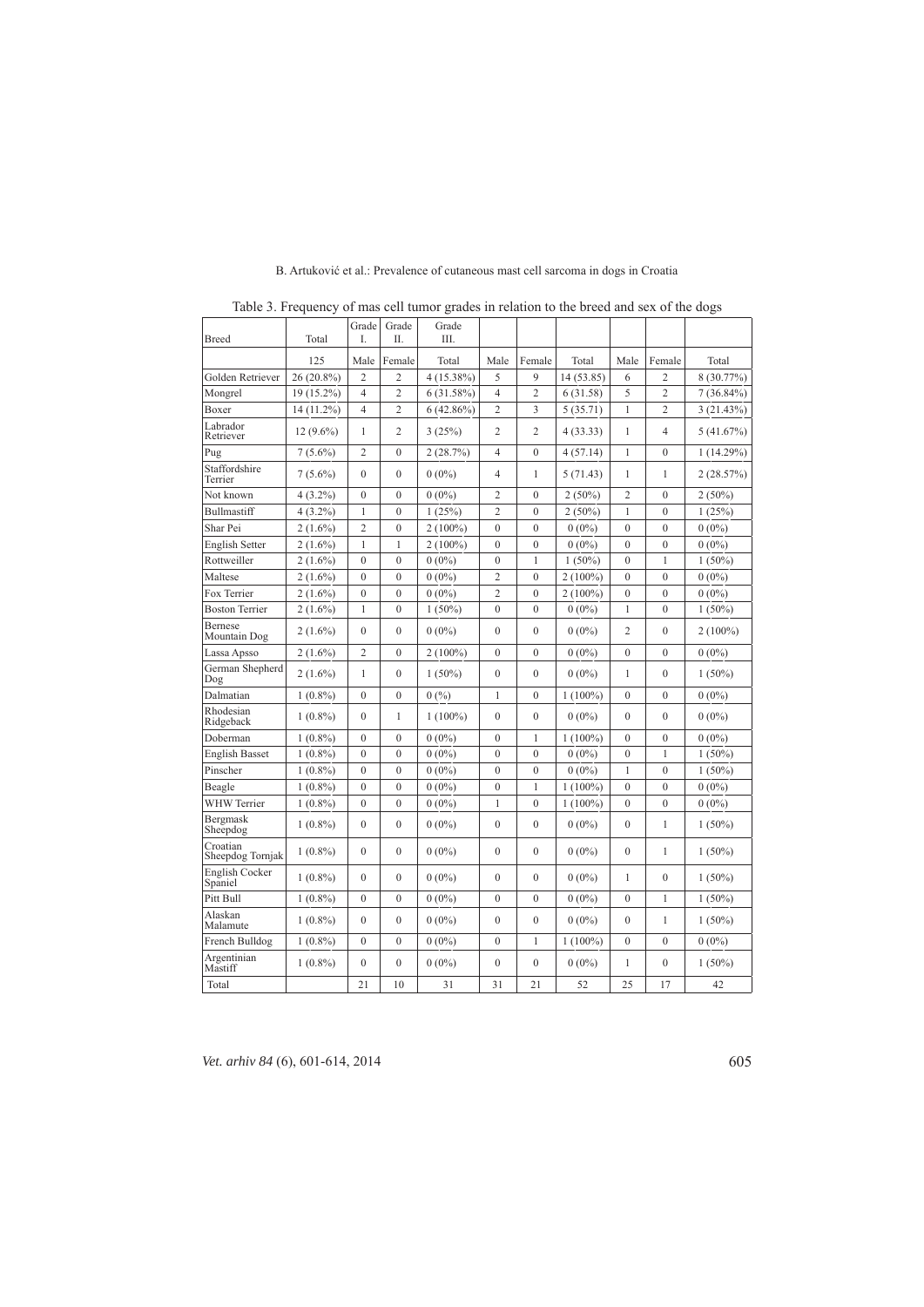Table 3. Frequency of mas cell tumor grades in relation to the breed and sex of the dogs

| Breed | Total | Grade I. | Grade II. | Grade III. | | | | | | |
|---|---|---|---|---|---|---|---|---|---|---|
| | 125 | Male | Female | Total | Male | Female | Total | Male | Female | Total |
| Golden Retriever | 26 (20.8%) | 2 | 2 | 4 (15.38%) | 5 | 9 | 14 (53.85) | 6 | 2 | 8 (30.77%) |
| Mongrel | 19 (15.2%) | 4 | 2 | 6 (31.58%) | 4 | 2 | 6 (31.58) | 5 | 2 | 7 (36.84%) |
| Boxer | 14 (11.2%) | 4 | 2 | 6 (42.86%) | 2 | 3 | 5 (35.71) | 1 | 2 | 3 (21.43%) |
| Labrador Retriever | 12 (9.6%) | 1 | 2 | 3 (25%) | 2 | 2 | 4 (33.33) | 1 | 4 | 5 (41.67%) |
| Pug | 7 (5.6%) | 2 | 0 | 2 (28.7%) | 4 | 0 | 4 (57.14) | 1 | 0 | 1 (14.29%) |
| Staffordshire Terrier | 7 (5.6%) | 0 | 0 | 0 (0%) | 4 | 1 | 5 (71.43) | 1 | 1 | 2 (28.57%) |
| Not known | 4 (3.2%) | 0 | 0 | 0 (0%) | 2 | 0 | 2 (50%) | 2 | 0 | 2 (50%) |
| Bullmastiff | 4 (3.2%) | 1 | 0 | 1 (25%) | 2 | 0 | 2 (50%) | 1 | 0 | 1 (25%) |
| Shar Pei | 2 (1.6%) | 2 | 0 | 2 (100%) | 0 | 0 | 0 (0%) | 0 | 0 | 0 (0%) |
| English Setter | 2 (1.6%) | 1 | 1 | 2 (100%) | 0 | 0 | 0 (0%) | 0 | 0 | 0 (0%) |
| Rottweiller | 2 (1.6%) | 0 | 0 | 0 (0%) | 0 | 1 | 1 (50%) | 0 | 1 | 1 (50%) |
| Maltese | 2 (1.6%) | 0 | 0 | 0 (0%) | 2 | 0 | 2 (100%) | 0 | 0 | 0 (0%) |
| Fox Terrier | 2 (1.6%) | 0 | 0 | 0 (0%) | 2 | 0 | 2 (100%) | 0 | 0 | 0 (0%) |
| Boston Terrier | 2 (1.6%) | 1 | 0 | 1 (50%) | 0 | 0 | 0 (0%) | 1 | 0 | 1 (50%) |
| Bernese Mountain Dog | 2 (1.6%) | 0 | 0 | 0 (0%) | 0 | 0 | 0 (0%) | 2 | 0 | 2 (100%) |
| Lassa Apsso | 2 (1.6%) | 2 | 0 | 2 (100%) | 0 | 0 | 0 (0%) | 0 | 0 | 0 (0%) |
| German Shepherd Dog | 2 (1.6%) | 1 | 0 | 1 (50%) | 0 | 0 | 0 (0%) | 1 | 0 | 1 (50%) |
| Dalmatian | 1 (0.8%) | 0 | 0 | 0 (%) | 1 | 0 | 1 (100%) | 0 | 0 | 0 (0%) |
| Rhodesian Ridgeback | 1 (0.8%) | 0 | 1 | 1 (100%) | 0 | 0 | 0 (0%) | 0 | 0 | 0 (0%) |
| Doberman | 1 (0.8%) | 0 | 0 | 0 (0%) | 0 | 1 | 1 (100%) | 0 | 0 | 0 (0%) |
| English Basset | 1 (0.8%) | 0 | 0 | 0 (0%) | 0 | 0 | 0 (0%) | 0 | 1 | 1 (50%) |
| Pinscher | 1 (0.8%) | 0 | 0 | 0 (0%) | 0 | 0 | 0 (0%) | 1 | 0 | 1 (50%) |
| Beagle | 1 (0.8%) | 0 | 0 | 0 (0%) | 0 | 1 | 1 (100%) | 0 | 0 | 0 (0%) |
| WHW Terrier | 1 (0.8%) | 0 | 0 | 0 (0%) | 1 | 0 | 1 (100%) | 0 | 0 | 0 (0%) |
| Bergmask Sheepdog | 1 (0.8%) | 0 | 0 | 0 (0%) | 0 | 0 | 0 (0%) | 0 | 1 | 1 (50%) |
| Croatian Sheepdog Tornjak | 1 (0.8%) | 0 | 0 | 0 (0%) | 0 | 0 | 0 (0%) | 0 | 1 | 1 (50%) |
| English Cocker Spaniel | 1 (0.8%) | 0 | 0 | 0 (0%) | 0 | 0 | 0 (0%) | 1 | 0 | 1 (50%) |
| Pitt Bull | 1 (0.8%) | 0 | 0 | 0 (0%) | 0 | 0 | 0 (0%) | 0 | 1 | 1 (50%) |
| Alaskan Malamute | 1 (0.8%) | 0 | 0 | 0 (0%) | 0 | 0 | 0 (0%) | 0 | 1 | 1 (50%) |
| French Bulldog | 1 (0.8%) | 0 | 0 | 0 (0%) | 0 | 1 | 1 (100%) | 0 | 0 | 0 (0%) |
| Argentinian Mastiff | 1 (0.8%) | 0 | 0 | 0 (0%) | 0 | 0 | 0 (0%) | 1 | 0 | 1 (50%) |
| Total | | 21 | 10 | 31 | 31 | 21 | 52 | 25 | 17 | 42 |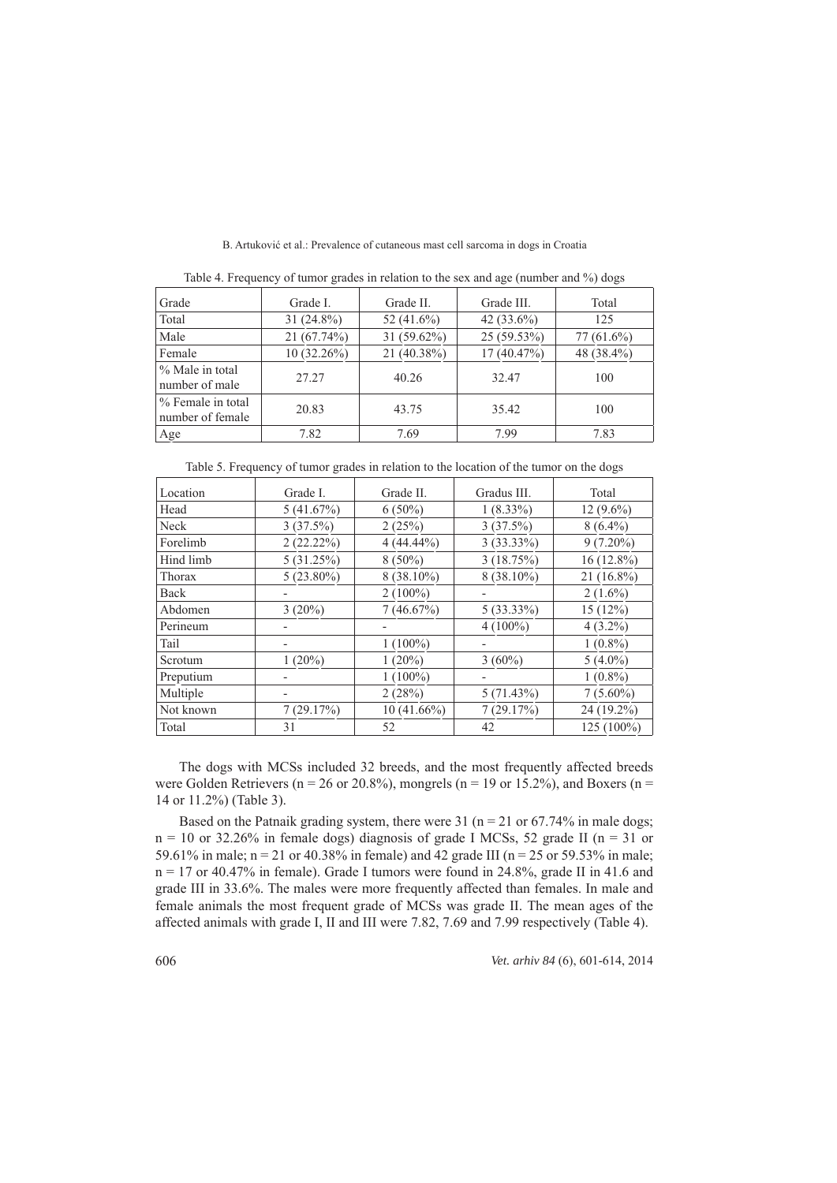Table 4. Frequency of tumor grades in relation to the sex and age (number and %) dogs

| Grade | Grade I. | Grade II. | Grade III. | Total |
|---|---|---|---|---|
| Total | 31 (24.8%) | 52 (41.6%) | 42 (33.6%) | 125 |
| Male | 21 (67.74%) | 31 (59.62%) | 25 (59.53%) | 77 (61.6%) |
| Female | 10 (32.26%) | 21 (40.38%) | 17 (40.47%) | 48 (38.4%) |
| % Male in total number of male | 27.27 | 40.26 | 32.47 | 100 |
| % Female in total number of female | 20.83 | 43.75 | 35.42 | 100 |
| Age | 7.82 | 7.69 | 7.99 | 7.83 |

Table 5. Frequency of tumor grades in relation to the location of the tumor on the dogs

| Location | Grade I. | Grade II. | Gradus III. | Total |
|---|---|---|---|---|
| Head | 5 (41.67%) | 6 (50%) | 1 (8.33%) | 12 (9.6%) |
| Neck | 3 (37.5%) | 2 (25%) | 3 (37.5%) | 8 (6.4%) |
| Forelimb | 2 (22.22%) | 4 (44.44%) | 3 (33.33%) | 9 (7.20%) |
| Hind limb | 5 (31.25%) | 8 (50%) | 3 (18.75%) | 16 (12.8%) |
| Thorax | 5 (23.80%) | 8 (38.10%) | 8 (38.10%) | 21 (16.8%) |
| Back | - | 2 (100%) | - | 2 (1.6%) |
| Abdomen | 3 (20%) | 7 (46.67%) | 5 (33.33%) | 15 (12%) |
| Perineum | - | - | 4 (100%) | 4 (3.2%) |
| Tail | - | 1 (100%) | - | 1 (0.8%) |
| Scrotum | 1 (20%) | 1 (20%) | 3 (60%) | 5 (4.0%) |
| Preputium | - | 1 (100%) | - | 1 (0.8%) |
| Multiple | - | 2 (28%) | 5 (71.43%) | 7 (5.60%) |
| Not known | 7 (29.17%) | 10 (41.66%) | 7 (29.17%) | 24 (19.2%) |
| Total | 31 | 52 | 42 | 125 (100%) |

The dogs with MCSs included 32 breeds, and the most frequently affected breeds were Golden Retrievers (n = 26 or 20.8%), mongrels (n = 19 or 15.2%), and Boxers (n = 14 or 11.2%) (Table 3).

Based on the Patnaik grading system, there were 31 (n = 21 or 67.74% in male dogs; n = 10 or 32.26% in female dogs) diagnosis of grade I MCSs, 52 grade II (n = 31 or 59.61% in male; n = 21 or 40.38% in female) and 42 grade III (n = 25 or 59.53% in male; n = 17 or 40.47% in female). Grade I tumors were found in 24.8%, grade II in 41.6 and grade III in 33.6%. The males were more frequently affected than females. In male and female animals the most frequent grade of MCSs was grade II. The mean ages of the affected animals with grade I, II and III were 7.82, 7.69 and 7.99 respectively (Table 4).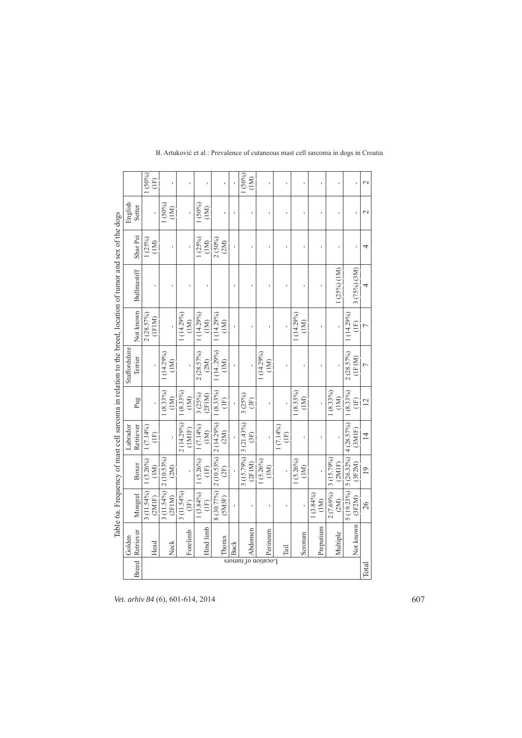Table 6a. Frequency of mast cell sarcoma in relation to the breed, location of tumor and sex of the dogs

| Breed | Golden Retriever | Mongrel | Boxer | Labrador Retriever | Pug | Staffordshire Terrier | Not known | Bullmastiff | Shar Pei | English Setter | |
|---|---|---|---|---|---|---|---|---|---|---|---|
| Location of tumors | Head | 3 (11.54%) (2M1F) | 1 (5.26%) (1M) | 1 (7.14%) (1F) | - | - | 2 (28.57%) (1F1M) | - | 1 (25%) (1M) | - | 1 (50%) (1F) |
| | Neck | 3 (11.54%) (2F1M) | 2 (10.53%) (2M) | - | 1 (8.33%) (1M) | 1 (14.29%) (1M) | - | - | - | 1 (50%) (1M) | - |
| | Forelimb | 3 (11.54%) (3F) | - | 2 (14.29%) (1M1F) | 1 (8.33%) (1M) | - | 1 (14.29%) (1M) | - | - | - | - |
| | Hind limb | 1 (3.84%) (1F) | 1 (5.26%) (1F) | 1 (7.14%) (1M) | 3 (25%) (2F1M) | 2 (28.57%) (2M) | 1 (14.29%) (1M) | - | 1 (25%) (1M) | 1 (50%) (1M) | - |
| | Thorax | 8 (30.77%) (5M3F) | 2 (10.53%) (2F) | 2 (14.29%) (2M) | 1 (8.33%) (1F) | 1 (14..29%) (1M) | 1 (14.29%) (1M) | | 2 (50%) (2M) | - | - |
| | Back | - | - | - | - | - | - | - | - | - | - |
| | Abdomen | - | 3 (15.79%) (2F1M) | 3 (21.43%) (3F) | 3 (25%) (3F) | - | - | - | - | - | 1 (50%) (1M) |
| | Perineum | - | 1 (5.26%) (1M) | - | - | 1 (14.29%) (1M) | - | - | - | - | - |
| | Tail | - | - | 1 (7.14%) (1F) | - | - | - | - | - | - | - |
| | Scrotum | - | 1 (5.26%) (1M) | - | 1 (8.33%) (1M) | - | 1 (14.29%) (1M) | - | - | - | - |
| | Preputium | 1 (3.84%) (1M) | - | - | - | - | - | - | - | - | - |
| | Multiple | 2 (7.69%) (2M) | 3 (15.79%) (2M1F) | - | 1 (8.33%) (1M) | - | - | 1 (25%) (1M) | - | - | - |
| | Not known | 5 (19.23%) (3F2M) | 5 (26.32%) (3F2M) | 4 (28.57%) (3M1F) | 1 (8.33%) (1F) | 2 (28.57%) (1F1M) | 1 (14.29%) (1F) | 3 (75%) (3M) | - | - | - |
| Total | | 26 | 19 | 14 | 12 | 7 | 7 | 4 | 4 | 2 | 2 |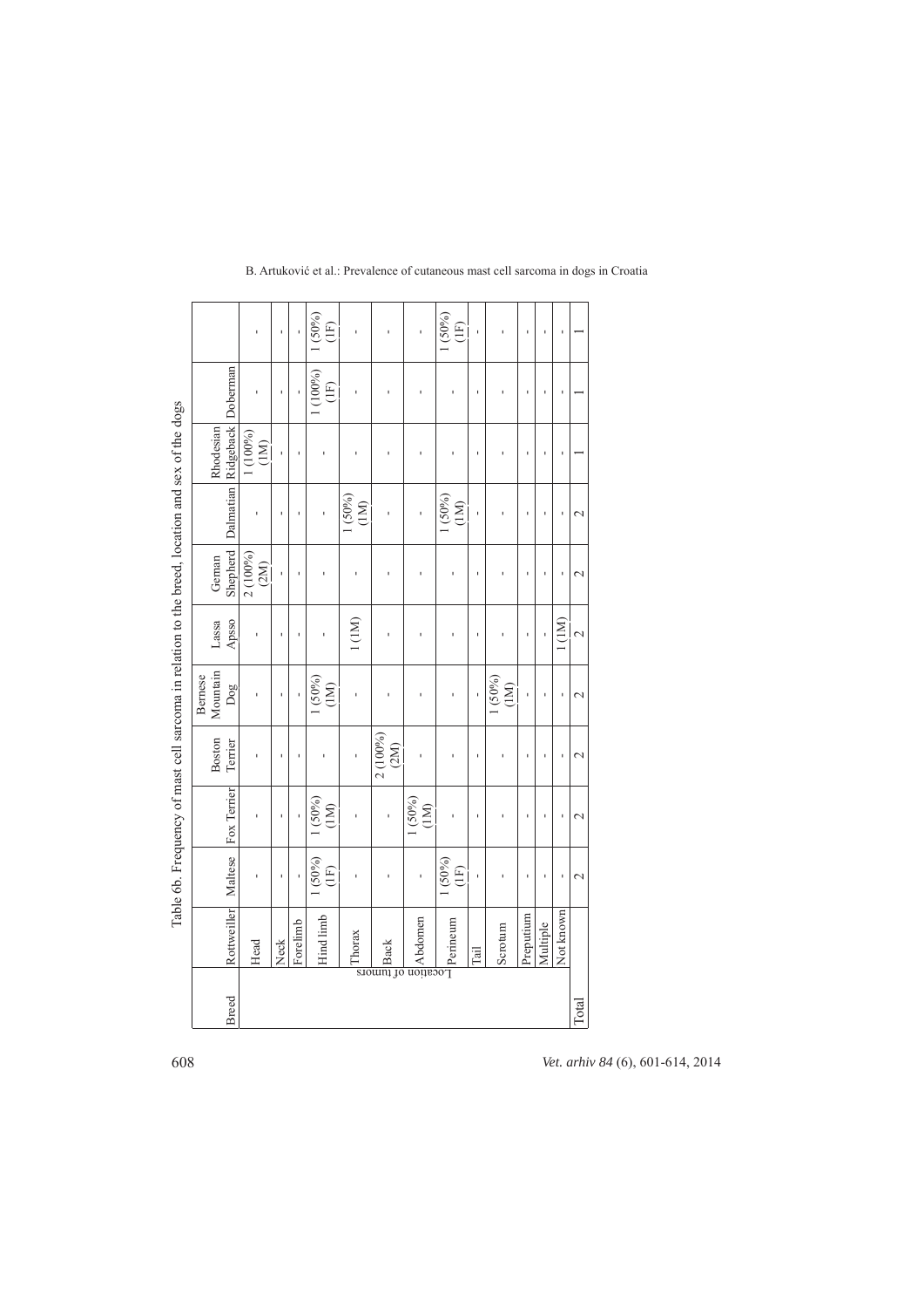Table 6b. Frequency of mast cell sarcoma in relation to the breed, location and sex of the dogs

| Breed | Rottweiler | Maltese | Fox Terrier | Boston Terrier | Bernese Mountain Dog | Lassa Apsso | German Shepherd | Dalmatian | Rhodesian Ridgeback | Doberman | |
|---|---|---|---|---|---|---|---|---|---|---|---|
| Location of tumors | Head | - | - | - | - | - | 2 (100%) (2M) | - | 1 (100%) (1M) | - | - |
| | Neck | - | - | - | - | - | - | - | - | - | - |
| | Forelimb | - | - | - | - | - | - | - | - | - | - |
| | Hind limb | 1 (50%) (1F) | 1 (50%) (1M) | - | 1 (50%) (1M) | - | - | - | - | 1 (100%) (1F) | 1 (50%) (1F) |
| | Thorax | - | - | - | - | 1 (1M) | - | 1 (50%) (1M) | - | - | - |
| | Back | - | - | 2 (100%) (2M) | - | - | - | - | - | - | - |
| | Abdomen | - | 1 (50%) (1M) | - | - | - | - | - | - | - | - |
| | Perineum | 1 (50%) (1F) | - | - | - | - | - | 1 (50%) (1M) | - | - | 1 (50%) (1F) |
| | Tail | - | - | - | - | - | - | - | - | - | - |
| | Scrotum | - | - | - | 1 (50%) (1M) | - | - | - | - | - | - |
| | Preputium | - | - | - | - | - | - | - | - | - | - |
| | Multiple | - | - | - | - | - | - | - | - | - | - |
| | Not known | - | - | - | - | 1 (1M) | - | - | - | - | - |
| Total | | 2 | 2 | 2 | 2 | 2 | 2 | 2 | 1 | 1 | 1 |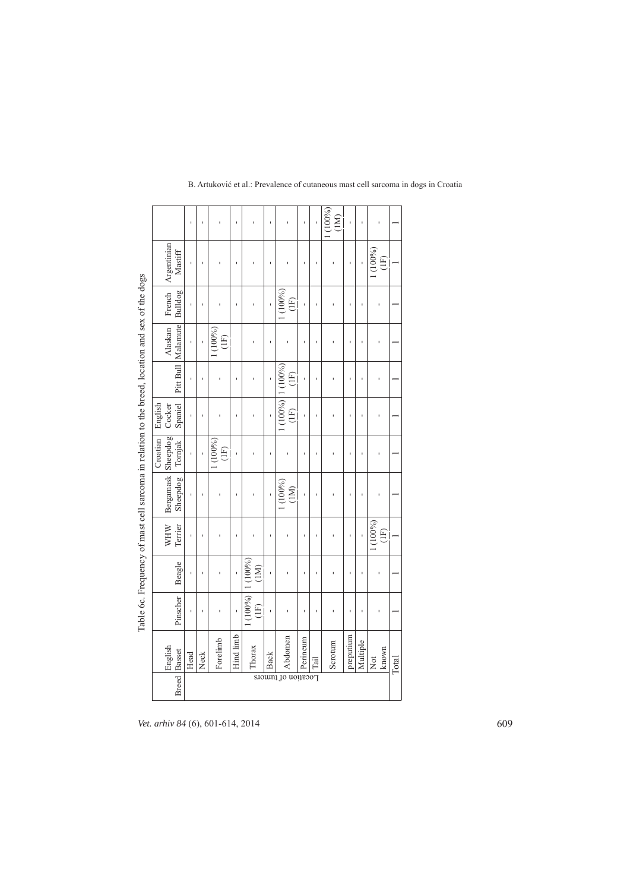Table 6c. Frequency of mast cell sarcoma in relation to the breed, location and sex of the dogs

| Breed | English Basset | Pinscher | Beagle | WHW Terrier | Bergamask Sheepdog | Croatian Sheepdog Tornjak | English Cocker Spaniel | Pitt Bull | Alaskan Malamute | French Bulldog | Argentinian Mastiff | |
|---|---|---|---|---|---|---|---|---|---|---|---|---|
| Location of tumors | Head | - | - | - | - | - | - | - | - | - | - | - |
| | Neck | - | - | - | - | - | - | - | - | - | - | - |
| | Forelimb | - | - | - | - | 1 (100%) (1F) | - | - | 1 (100%) (1F) | - | - | - |
| | Hind limb | - | - | - | - | - | - | - | - | - | - | - |
| | Thorax | 1 (100%) (1F) | 1 (100%) (1M) | - | - | - | - | - | - | - | - | - |
| | Back | - | - | - | - | - | - | - | - | - | - | - |
| | Abdomen | - | - | - | 1 (100%) (1M) | - | 1 (100%) (1F) | 1 (100%) (1F) | - | 1 (100%) (1F) | - | - |
| | Perineum | - | - | - | - | - | - | - | - | - | - | - |
| | Tail | - | - | - | - | - | - | - | - | - | - | - |
| | Scrotum | - | - | - | - | - | - | - | - | - | - | 1 (100%) (1M) |
| | preputium | - | - | - | - | - | - | - | - | - | - | - |
| | Multiple | - | - | - | - | - | - | - | - | - | - | - |
| | Not known | - | - | 1 (100%) (1F) | - | - | - | - | - | - | 1 (100%) (1F) | - |
| Total | | 1 | 1 | 1 | 1 | 1 | 1 | 1 | 1 | 1 | 1 | 1 |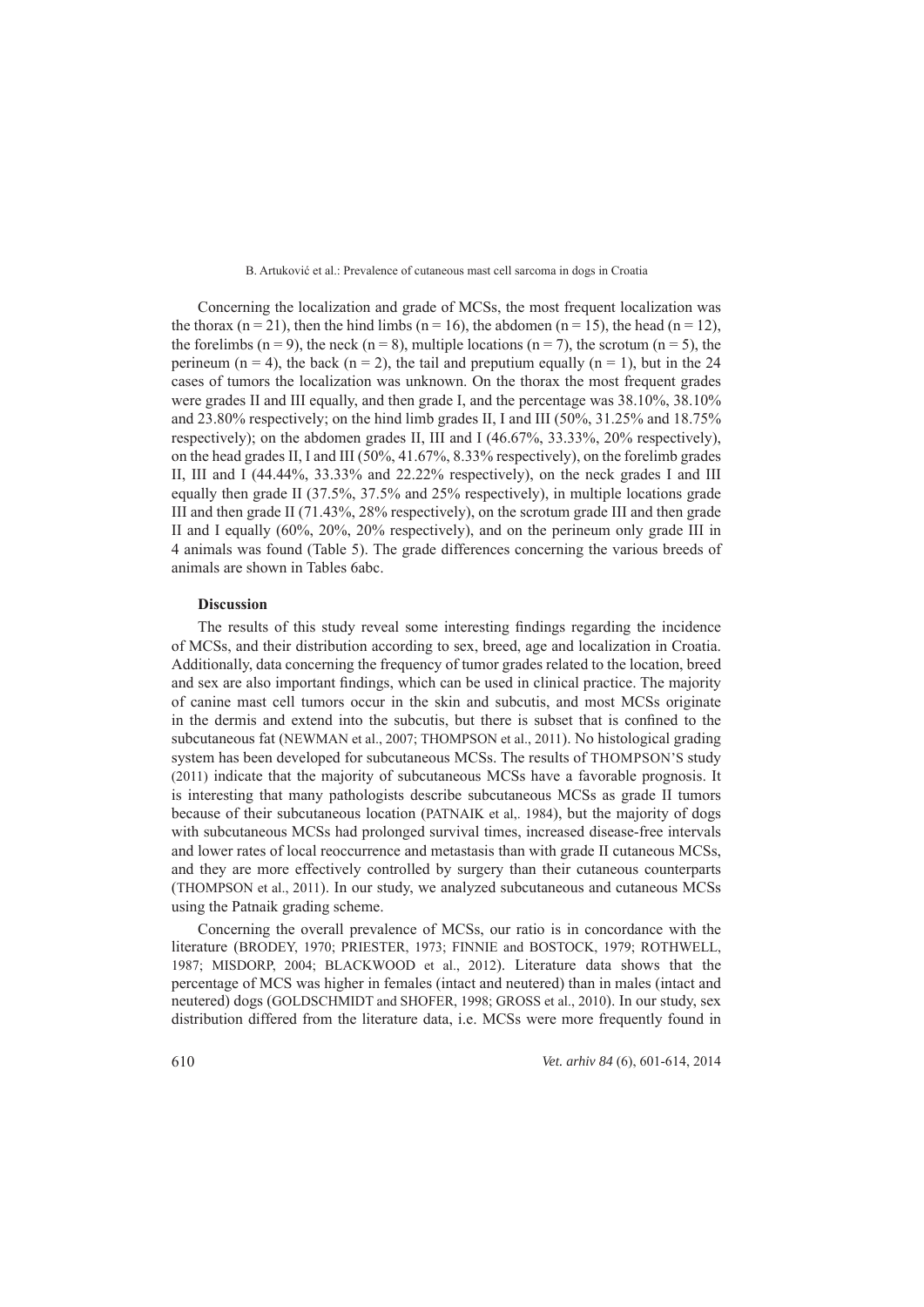Concerning the localization and grade of MCSs, the most frequent localization was the thorax (n = 21), then the hind limbs (n = 16), the abdomen (n = 15), the head (n = 12), the forelimbs (n = 9), the neck (n = 8), multiple locations (n = 7), the scrotum (n = 5), the perineum (n = 4), the back (n = 2), the tail and preputium equally (n = 1), but in the 24 cases of tumors the localization was unknown. On the thorax the most frequent grades were grades II and III equally, and then grade I, and the percentage was 38.10%, 38.10% and 23.80% respectively; on the hind limb grades II, I and III (50%, 31.25% and 18.75% respectively); on the abdomen grades II, III and I (46.67%, 33.33%, 20% respectively), on the head grades II, I and III (50%, 41.67%, 8.33% respectively), on the forelimb grades II, III and I (44.44%, 33.33% and 22.22% respectively), on the neck grades I and III equally then grade II (37.5%, 37.5% and 25% respectively), in multiple locations grade III and then grade II (71.43%, 28% respectively), on the scrotum grade III and then grade II and I equally (60%, 20%, 20% respectively), and on the perineum only grade III in 4 animals was found (Table 5). The grade differences concerning the various breeds of animals are shown in Tables 6abc.

## Discussion

The results of this study reveal some interesting findings regarding the incidence of MCSs, and their distribution according to sex, breed, age and localization in Croatia. Additionally, data concerning the frequency of tumor grades related to the location, breed and sex are also important findings, which can be used in clinical practice. The majority of canine mast cell tumors occur in the skin and subcutis, and most MCSs originate in the dermis and extend into the subcutis, but there is subset that is confined to the subcutaneous fat (NEWMAN et al., 2007; THOMPSON et al., 2011). No histological grading system has been developed for subcutaneous MCSs. The results of THOMPSON'S study (2011) indicate that the majority of subcutaneous MCSs have a favorable prognosis. It is interesting that many pathologists describe subcutaneous MCSs as grade II tumors because of their subcutaneous location (PATNAIK et al,. 1984), but the majority of dogs with subcutaneous MCSs had prolonged survival times, increased disease-free intervals and lower rates of local reoccurrence and metastasis than with grade II cutaneous MCSs, and they are more effectively controlled by surgery than their cutaneous counterparts (THOMPSON et al., 2011). In our study, we analyzed subcutaneous and cutaneous MCSs using the Patnaik grading scheme.

Concerning the overall prevalence of MCSs, our ratio is in concordance with the literature (BRODEY, 1970; PRIESTER, 1973; FINNIE and BOSTOCK, 1979; ROTHWELL, 1987; MISDORP, 2004; BLACKWOOD et al., 2012). Literature data shows that the percentage of MCS was higher in females (intact and neutered) than in males (intact and neutered) dogs (GOLDSCHMIDT and SHOFER, 1998; GROSS et al., 2010). In our study, sex distribution differed from the literature data, i.e. MCSs were more frequently found in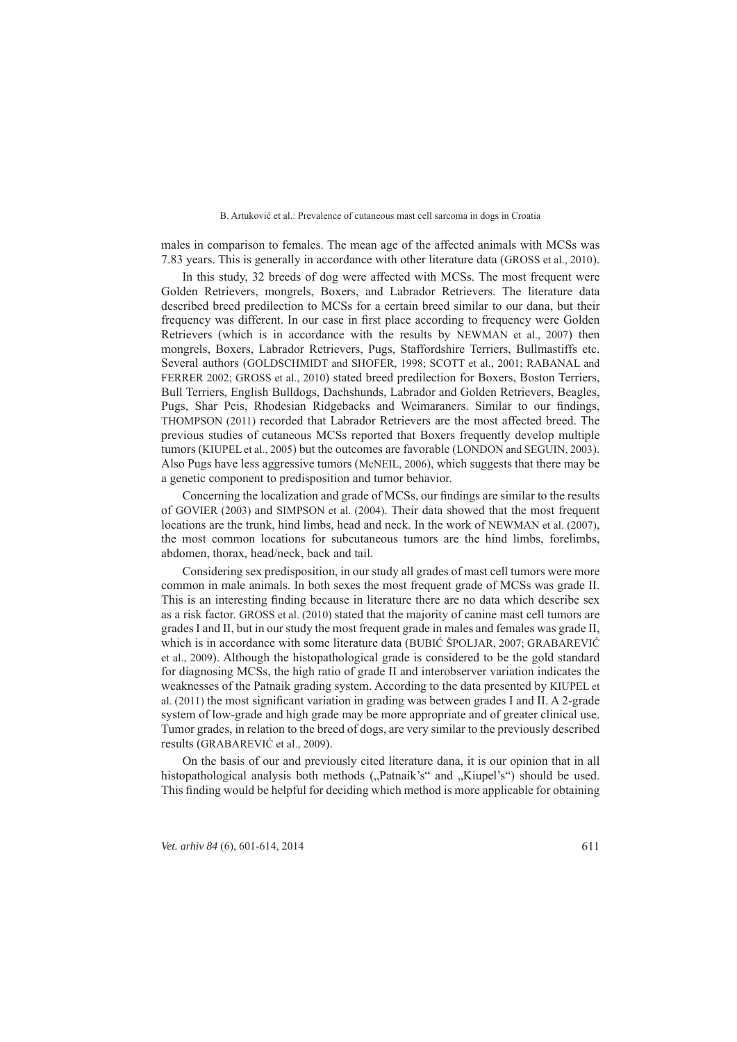males in comparison to females. The mean age of the affected animals with MCSs was 7.83 years. This is generally in accordance with other literature data (GROSS et al., 2010).

In this study, 32 breeds of dog were affected with MCSs. The most frequent were Golden Retrievers, mongrels, Boxers, and Labrador Retrievers. The literature data described breed predilection to MCSs for a certain breed similar to our dana, but their frequency was different. In our case in first place according to frequency were Golden Retrievers (which is in accordance with the results by NEWMAN et al., 2007) then mongrels, Boxers, Labrador Retrievers, Pugs, Staffordshire Terriers, Bullmastiffs etc. Several authors (GOLDSCHMIDT and SHOFER, 1998; SCOTT et al., 2001; RABANAL and FERRER 2002; GROSS et al., 2010) stated breed predilection for Boxers, Boston Terriers, Bull Terriers, English Bulldogs, Dachshunds, Labrador and Golden Retrievers, Beagles, Pugs, Shar Peis, Rhodesian Ridgebacks and Weimaraners. Similar to our findings, THOMPSON (2011) recorded that Labrador Retrievers are the most affected breed. The previous studies of cutaneous MCSs reported that Boxers frequently develop multiple tumors (KIUPEL et al., 2005) but the outcomes are favorable (LONDON and SEGUIN, 2003). Also Pugs have less aggressive tumors (McNEIL, 2006), which suggests that there may be a genetic component to predisposition and tumor behavior.

Concerning the localization and grade of MCSs, our findings are similar to the results of GOVIER (2003) and SIMPSON et al. (2004). Their data showed that the most frequent locations are the trunk, hind limbs, head and neck. In the work of NEWMAN et al. (2007), the most common locations for subcutaneous tumors are the hind limbs, forelimbs, abdomen, thorax, head/neck, back and tail.

Considering sex predisposition, in our study all grades of mast cell tumors were more common in male animals. In both sexes the most frequent grade of MCSs was grade II. This is an interesting finding because in literature there are no data which describe sex as a risk factor. GROSS et al. (2010) stated that the majority of canine mast cell tumors are grades I and II, but in our study the most frequent grade in males and females was grade II, which is in accordance with some literature data (BUBIĆ ŠPOLJAR, 2007; GRABAREVIĆ et al., 2009). Although the histopathological grade is considered to be the gold standard for diagnosing MCSs, the high ratio of grade II and interobserver variation indicates the weaknesses of the Patnaik grading system. According to the data presented by KIUPEL et al. (2011) the most significant variation in grading was between grades I and II. A 2-grade system of low-grade and high grade may be more appropriate and of greater clinical use. Tumor grades, in relation to the breed of dogs, are very similar to the previously described results (GRABAREVIĆ et al., 2009).

On the basis of our and previously cited literature dana, it is our opinion that in all histopathological analysis both methods („Patnaik's" and „Kiupel's") should be used. This finding would be helpful for deciding which method is more applicable for obtaining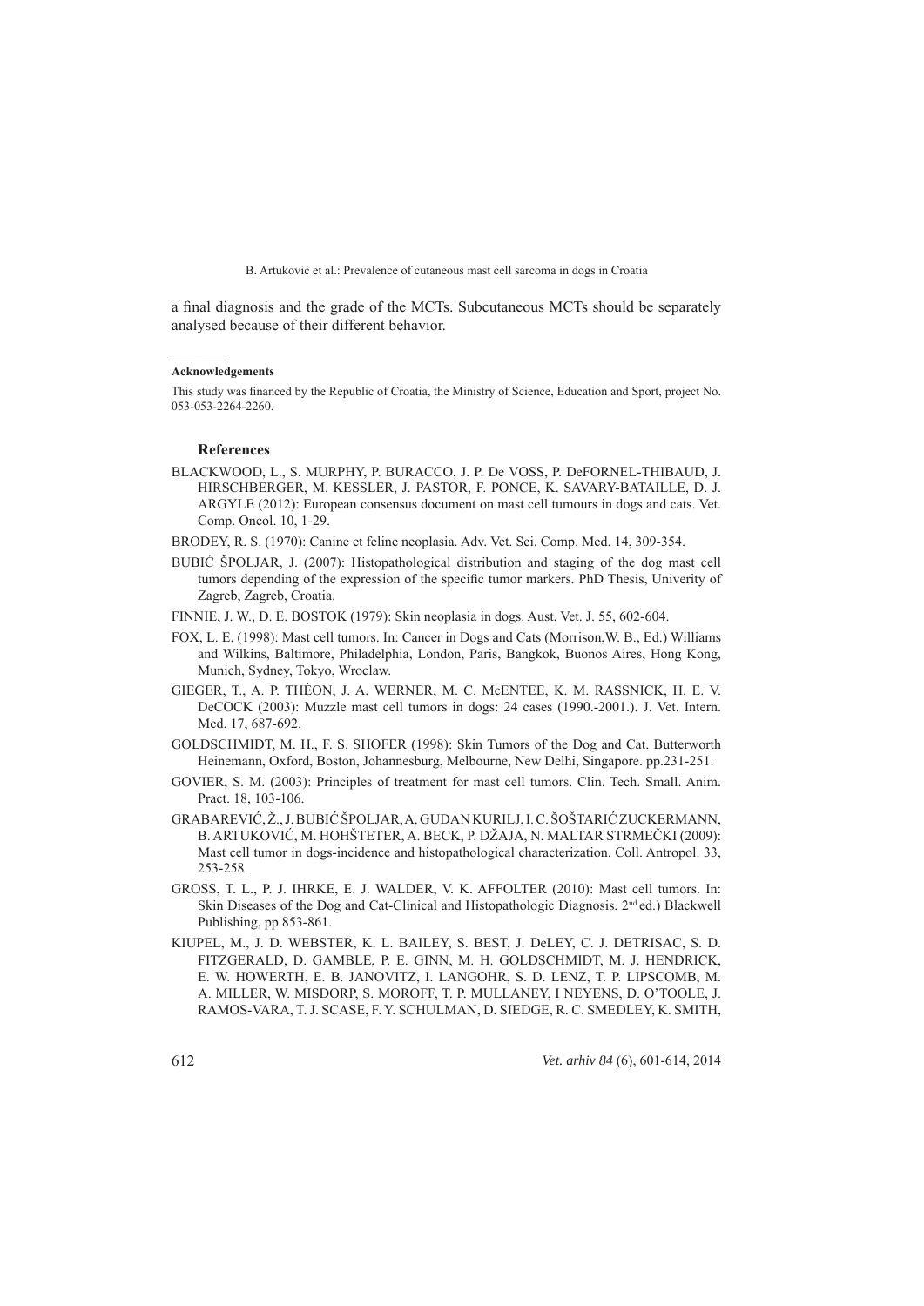a final diagnosis and the grade of the MCTs. Subcutaneous MCTs should be separately analysed because of their different behavior.

---

**Acknowledgements**

This study was financed by the Republic of Croatia, the Ministry of Science, Education and Sport, project No. 053-053-2264-2260.

## References

BLACKWOOD, L., S. MURPHY, P. BURACCO, J. P. De VOSS, P. DeFORNEL-THIBAUD, J. HIRSCHBERGER, M. KESSLER, J. PASTOR, F. PONCE, K. SAVARY-BATAILLE, D. J. ARGYLE (2012): European consensus document on mast cell tumours in dogs and cats. Vet. Comp. Oncol. 10, 1-29.

BRODEY, R. S. (1970): Canine et feline neoplasia. Adv. Vet. Sci. Comp. Med. 14, 309-354.

BUBIĆ ŠPOLJAR, J. (2007): Histopathological distribution and staging of the dog mast cell tumors depending of the expression of the specific tumor markers. PhD Thesis, Univerity of Zagreb, Zagreb, Croatia.

FINNIE, J. W., D. E. BOSTOK (1979): Skin neoplasia in dogs. Aust. Vet. J. 55, 602-604.

FOX, L. E. (1998): Mast cell tumors. In: Cancer in Dogs and Cats (Morrison,W. B., Ed.) Williams and Wilkins, Baltimore, Philadelphia, London, Paris, Bangkok, Buonos Aires, Hong Kong, Munich, Sydney, Tokyo, Wroclaw.

GIEGER, T., A. P. THÉON, J. A. WERNER, M. C. McENTEE, K. M. RASSNICK, H. E. V. DeCOCK (2003): Muzzle mast cell tumors in dogs: 24 cases (1990.-2001.). J. Vet. Intern. Med. 17, 687-692.

GOLDSCHMIDT, M. H., F. S. SHOFER (1998): Skin Tumors of the Dog and Cat. Butterworth Heinemann, Oxford, Boston, Johannesburg, Melbourne, New Delhi, Singapore. pp.231-251.

GOVIER, S. M. (2003): Principles of treatment for mast cell tumors. Clin. Tech. Small. Anim. Pract. 18, 103-106.

GRABAREVIĆ, Ž., J. BUBIĆ ŠPOLJAR, A. GUDAN KURILJ, I. C. ŠOŠTARIĆ ZUCKERMANN, B. ARTUKOVIĆ, M. HOHŠTETER, A. BECK, P. DŽAJA, N. MALTAR STRMEČKI (2009): Mast cell tumor in dogs-incidence and histopathological characterization. Coll. Antropol. 33, 253-258.

GROSS, T. L., P. J. IHRKE, E. J. WALDER, V. K. AFFOLTER (2010): Mast cell tumors. In: Skin Diseases of the Dog and Cat-Clinical and Histopathologic Diagnosis. 2nd ed.) Blackwell Publishing, pp 853-861.

KIUPEL, M., J. D. WEBSTER, K. L. BAILEY, S. BEST, J. DeLEY, C. J. DETRISAC, S. D. FITZGERALD, D. GAMBLE, P. E. GINN, M. H. GOLDSCHMIDT, M. J. HENDRICK, E. W. HOWERTH, E. B. JANOVITZ, I. LANGOHR, S. D. LENZ, T. P. LIPSCOMB, M. A. MILLER, W. MISDORP, S. MOROFF, T. P. MULLANEY, I NEYENS, D. O'TOOLE, J. RAMOS-VARA, T. J. SCASE, F. Y. SCHULMAN, D. SIEDGE, R. C. SMEDLEY, K. SMITH,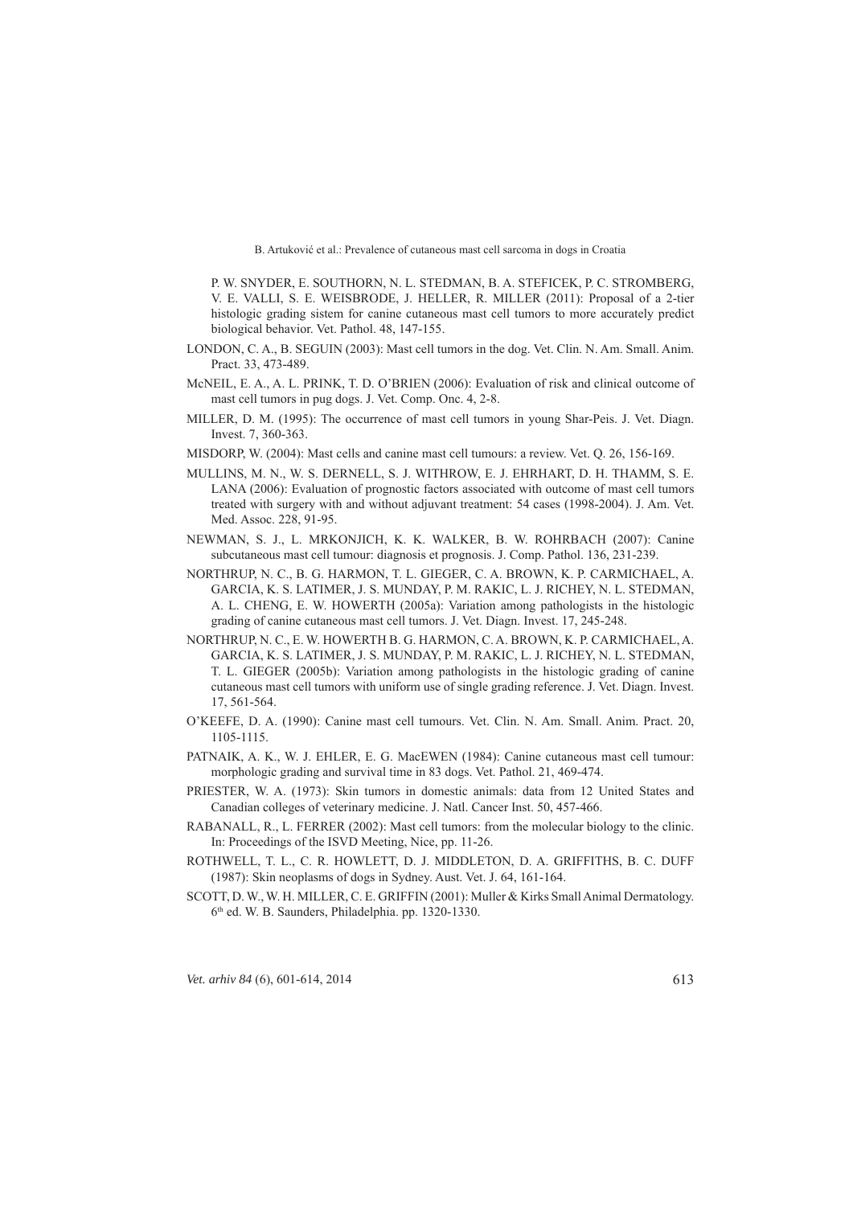P. W. SNYDER, E. SOUTHORN, N. L. STEDMAN, B. A. STEFICEK, P. C. STROMBERG, V. E. VALLI, S. E. WEISBRODE, J. HELLER, R. MILLER (2011): Proposal of a 2-tier histologic grading sistem for canine cutaneous mast cell tumors to more accurately predict biological behavior. Vet. Pathol. 48, 147-155.

LONDON, C. A., B. SEGUIN (2003): Mast cell tumors in the dog. Vet. Clin. N. Am. Small. Anim. Pract. 33, 473-489.

McNEIL, E. A., A. L. PRINK, T. D. O'BRIEN (2006): Evaluation of risk and clinical outcome of mast cell tumors in pug dogs. J. Vet. Comp. Onc. 4, 2-8.

MILLER, D. M. (1995): The occurrence of mast cell tumors in young Shar-Peis. J. Vet. Diagn. Invest. 7, 360-363.

MISDORP, W. (2004): Mast cells and canine mast cell tumours: a review. Vet. Q. 26, 156-169.

MULLINS, M. N., W. S. DERNELL, S. J. WITHROW, E. J. EHRHART, D. H. THAMM, S. E. LANA (2006): Evaluation of prognostic factors associated with outcome of mast cell tumors treated with surgery with and without adjuvant treatment: 54 cases (1998-2004). J. Am. Vet. Med. Assoc. 228, 91-95.

NEWMAN, S. J., L. MRKONJICH, K. K. WALKER, B. W. ROHRBACH (2007): Canine subcutaneous mast cell tumour: diagnosis et prognosis. J. Comp. Pathol. 136, 231-239.

NORTHRUP, N. C., B. G. HARMON, T. L. GIEGER, C. A. BROWN, K. P. CARMICHAEL, A. GARCIA, K. S. LATIMER, J. S. MUNDAY, P. M. RAKIC, L. J. RICHEY, N. L. STEDMAN, A. L. CHENG, E. W. HOWERTH (2005a): Variation among pathologists in the histologic grading of canine cutaneous mast cell tumors. J. Vet. Diagn. Invest. 17, 245-248.

NORTHRUP, N. C., E. W. HOWERTH B. G. HARMON, C. A. BROWN, K. P. CARMICHAEL, A. GARCIA, K. S. LATIMER, J. S. MUNDAY, P. M. RAKIC, L. J. RICHEY, N. L. STEDMAN, T. L. GIEGER (2005b): Variation among pathologists in the histologic grading of canine cutaneous mast cell tumors with uniform use of single grading reference. J. Vet. Diagn. Invest. 17, 561-564.

O'KEEFE, D. A. (1990): Canine mast cell tumours. Vet. Clin. N. Am. Small. Anim. Pract. 20, 1105-1115.

PATNAIK, A. K., W. J. EHLER, E. G. MacEWEN (1984): Canine cutaneous mast cell tumour: morphologic grading and survival time in 83 dogs. Vet. Pathol. 21, 469-474.

PRIESTER, W. A. (1973): Skin tumors in domestic animals: data from 12 United States and Canadian colleges of veterinary medicine. J. Natl. Cancer Inst. 50, 457-466.

RABANALL, R., L. FERRER (2002): Mast cell tumors: from the molecular biology to the clinic. In: Proceedings of the ISVD Meeting, Nice, pp. 11-26.

ROTHWELL, T. L., C. R. HOWLETT, D. J. MIDDLETON, D. A. GRIFFITHS, B. C. DUFF (1987): Skin neoplasms of dogs in Sydney. Aust. Vet. J. 64, 161-164.

SCOTT, D. W., W. H. MILLER, C. E. GRIFFIN (2001): Muller & Kirks Small Animal Dermatology. 6th ed. W. B. Saunders, Philadelphia. pp. 1320-1330.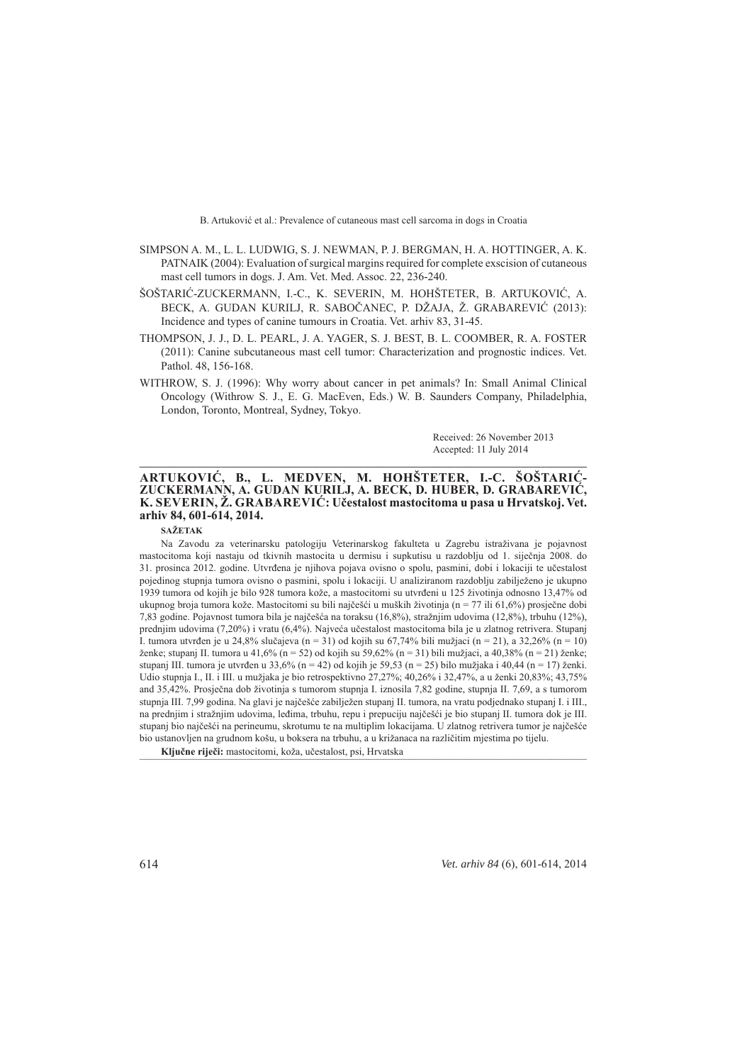SIMPSON A. M., L. L. LUDWIG, S. J. NEWMAN, P. J. BERGMAN, H. A. HOTTINGER, A. K. PATNAIK (2004): Evaluation of surgical margins required for complete exscision of cutaneous mast cell tumors in dogs. J. Am. Vet. Med. Assoc. 22, 236-240.

ŠOŠTARIĆ-ZUCKERMANN, I.-C., K. SEVERIN, M. HOHŠTETER, B. ARTUKOVIĆ, A. BECK, A. GUDAN KURILJ, R. SABOČANEC, P. DŽAJA, Ž. GRABAREVIĆ (2013): Incidence and types of canine tumours in Croatia. Vet. arhiv 83, 31-45.

THOMPSON, J. J., D. L. PEARL, J. A. YAGER, S. J. BEST, B. L. COOMBER, R. A. FOSTER (2011): Canine subcutaneous mast cell tumor: Characterization and prognostic indices. Vet. Pathol. 48, 156-168.

WITHROW, S. J. (1996): Why worry about cancer in pet animals? In: Small Animal Clinical Oncology (Withrow S. J., E. G. MacEven, Eds.) W. B. Saunders Company, Philadelphia, London, Toronto, Montreal, Sydney, Tokyo.

Received: 26 November 2013
Accepted: 11 July 2014

---

**ARTUKOVIĆ, B., L. MEDVEN, M. HOHŠTETER, I.-C. ŠOŠTARIĆ-ZUCKERMANN, A. GUDAN KURILJ, A. BECK, D. HUBER, D. GRABAREVIĆ, K. SEVERIN, Ž. GRABAREVIĆ: Učestalost mastocitoma u pasa u Hrvatskoj. Vet. arhiv 84, 601-614, 2014.**

**SAŽETAK**

Na Zavodu za veterinarsku patologiju Veterinarskog fakulteta u Zagrebu istraživana je pojavnost mastocitoma koji nastaju od tkivnih mastocita u dermisu i supkutisu u razdoblju od 1. siječnja 2008. do 31. prosinca 2012. godine. Utvrđena je njihova pojava ovisno o spolu, pasmini, dobi i lokaciji te učestalost pojedinog stupnja tumora ovisno o pasmini, spolu i lokaciji. U analiziranom razdoblju zabilježeno je ukupno 1939 tumora od kojih je bilo 928 tumora kože, a mastocitomi su utvrđeni u 125 životinja odnosno 13,47% od ukupnog broja tumora kože. Mastocitomi su bili najčešći u muških životinja (n = 77 ili 61,6%) prosječne dobi 7,83 godine. Pojavnost tumora bila je najčešća na toraksu (16,8%), stražnjim udovima (12,8%), trbuhu (12%), prednjim udovima (7,20%) i vratu (6,4%). Najveća učestalost mastocitoma bila je u zlatnog retrivera. Stupanj I. tumora utvrđen je u 24,8% slučajeva (n = 31) od kojih su 67,74% bili mužjaci (n = 21), a 32,26% (n = 10) ženke; stupanj II. tumora u 41,6% (n = 52) od kojih su 59,62% (n = 31) bili mužjaci, a 40,38% (n = 21) ženke; stupanj III. tumora je utvrđen u 33,6% (n = 42) od kojih je 59,53 (n = 25) bilo mužjaka i 40,44 (n = 17) ženki. Udio stupnja I., II. i III. u mužjaka je bio retrospektivno 27,27%; 40,26% i 32,47%, a u ženki 20,83%; 43,75% and 35,42%. Prosječna dob životinja s tumorom stupnja I. iznosila 7,82 godine, stupnja II. 7,69, a s tumorom stupnja III. 7,99 godina. Na glavi je najčešće zabilježen stupanj II. tumora, na vratu podjednako stupanj I. i III., na prednjim i stražnjim udovima, leđima, trbuhu, repu i prepuciju najčešći je bio stupanj II. tumora dok je III. stupanj bio najčešći na perineumu, skrotumu te na multiplim lokacijama. U zlatnog retrivera tumor je najčešće bio ustanovljen na grudnom košu, u boksera na trbuhu, a u križanaca na različitim mjestima po tijelu.

**Ključne riječi:** mastocitomi, koža, učestalost, psi, Hrvatska